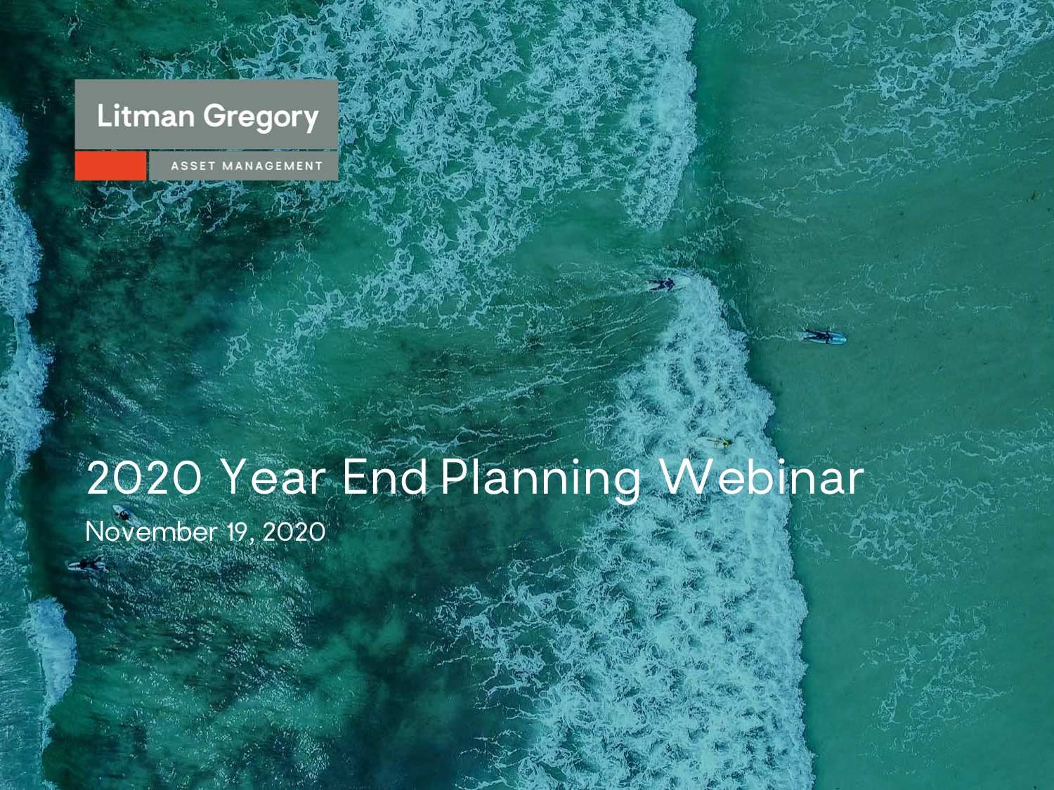Litman Gregory

ASSET MANAGEMENT

# 2020 Year End Planning Webinar

November 19, 2020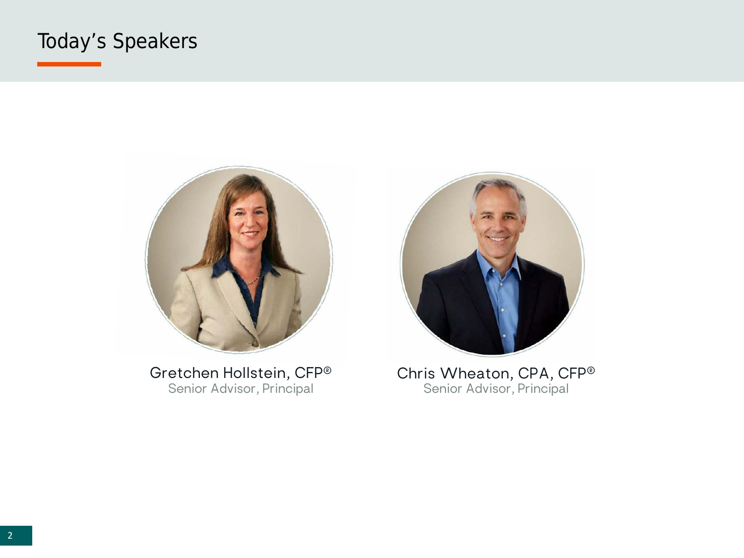# Today's Speakers

Gretchen Hollstein, CFP®
Senior Advisor, Principal

Chris Wheaton, CPA, CFP®
Senior Advisor, Principal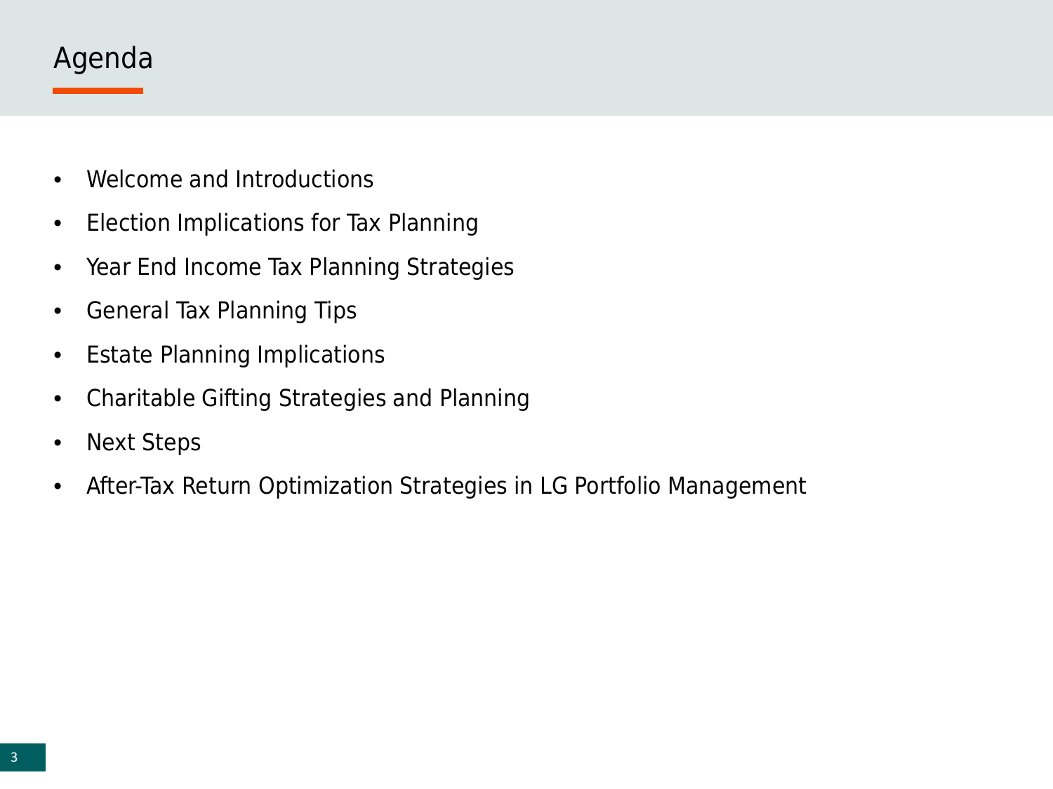# Agenda

- Welcome and Introductions
- Election Implications for Tax Planning
- Year End Income Tax Planning Strategies
- General Tax Planning Tips
- Estate Planning Implications
- Charitable Gifting Strategies and Planning
- Next Steps
- After-Tax Return Optimization Strategies in LG Portfolio Management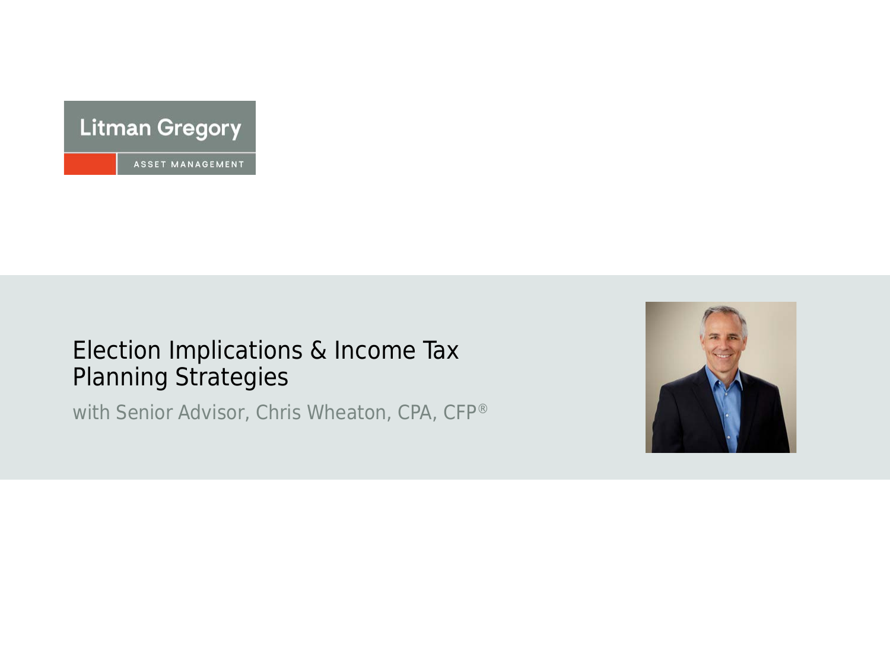Litman Gregory

ASSET MANAGEMENT

# Election Implications & Income Tax Planning Strategies

with Senior Advisor, Chris Wheaton, CPA, CFP®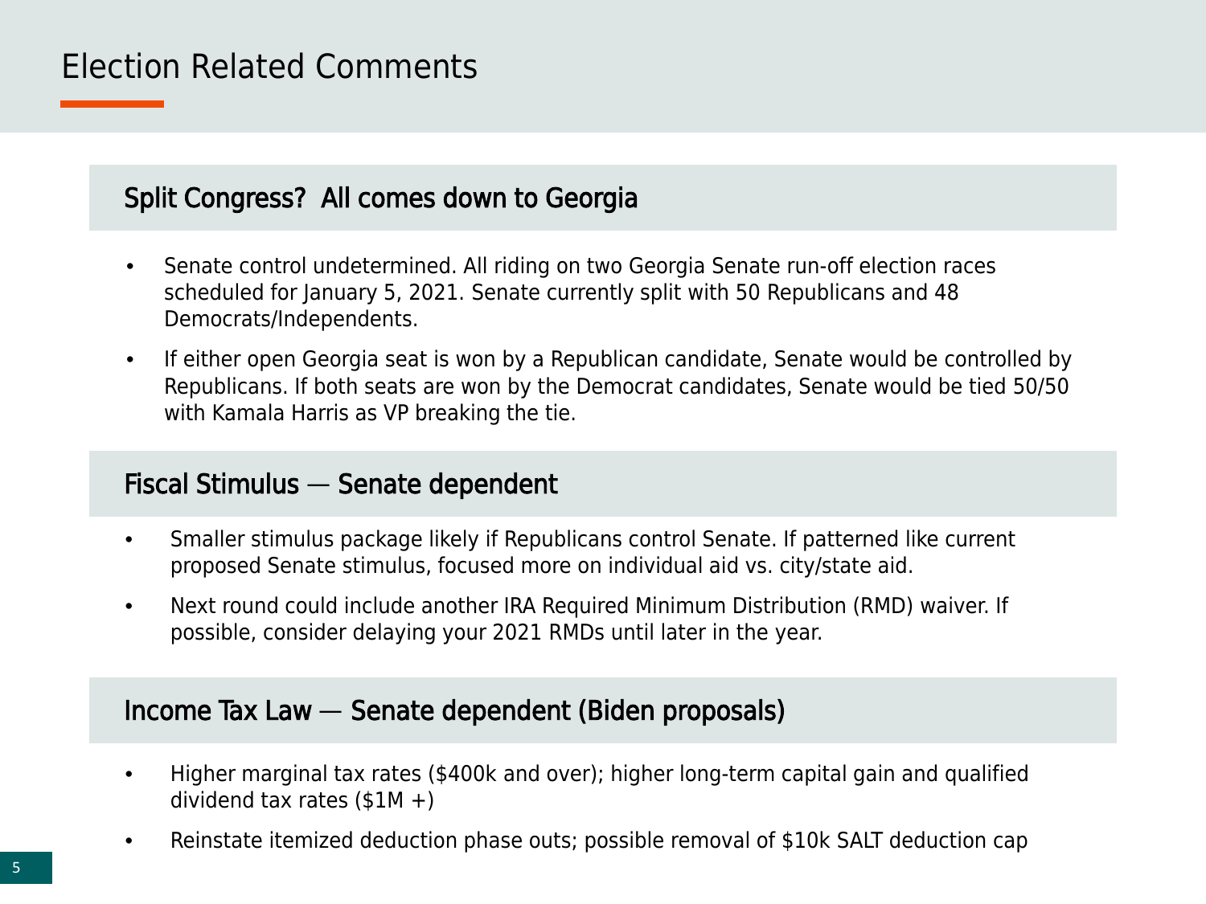# Election Related Comments

## Split Congress? All comes down to Georgia

- Senate control undetermined. All riding on two Georgia Senate run-off election races scheduled for January 5, 2021. Senate currently split with 50 Republicans and 48 Democrats/Independents.
- If either open Georgia seat is won by a Republican candidate, Senate would be controlled by Republicans. If both seats are won by the Democrat candidates, Senate would be tied 50/50 with Kamala Harris as VP breaking the tie.

## Fiscal Stimulus — Senate dependent

- Smaller stimulus package likely if Republicans control Senate. If patterned like current proposed Senate stimulus, focused more on individual aid vs. city/state aid.
- Next round could include another IRA Required Minimum Distribution (RMD) waiver. If possible, consider delaying your 2021 RMDs until later in the year.

## Income Tax Law — Senate dependent (Biden proposals)

- Higher marginal tax rates ($400k and over); higher long-term capital gain and qualified dividend tax rates ($1M +)
- Reinstate itemized deduction phase outs; possible removal of $10k SALT deduction cap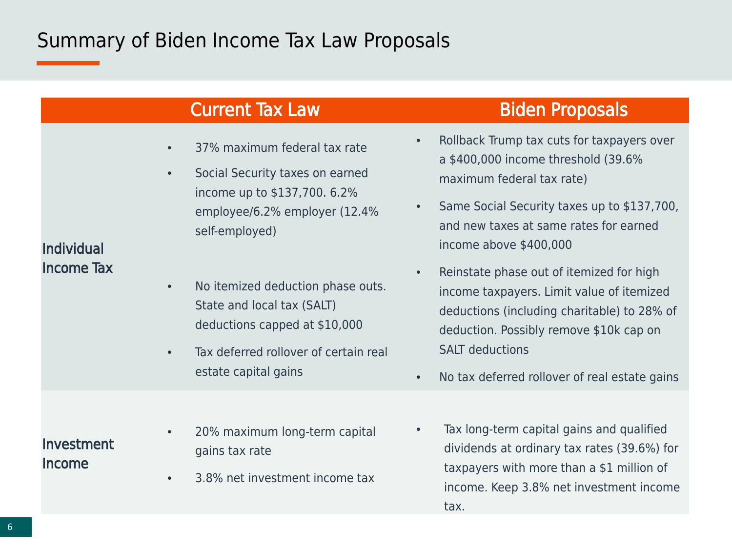# Summary of Biden Income Tax Law Proposals

| | Current Tax Law | Biden Proposals |
|---|---|---|
| Individual Income Tax | • 37% maximum federal tax rate<br>• Social Security taxes on earned income up to $137,700. 6.2% employee/6.2% employer (12.4% self-employed)<br>• No itemized deduction phase outs. State and local tax (SALT) deductions capped at $10,000<br>• Tax deferred rollover of certain real estate capital gains | • Rollback Trump tax cuts for taxpayers over a $400,000 income threshold (39.6% maximum federal tax rate)<br>• Same Social Security taxes up to $137,700, and new taxes at same rates for earned income above $400,000<br>• Reinstate phase out of itemized for high income taxpayers. Limit value of itemized deductions (including charitable) to 28% of deduction. Possibly remove $10k cap on SALT deductions<br>• No tax deferred rollover of real estate gains |
| Investment Income | • 20% maximum long-term capital gains tax rate<br>• 3.8% net investment income tax | • Tax long-term capital gains and qualified dividends at ordinary tax rates (39.6%) for taxpayers with more than a $1 million of income. Keep 3.8% net investment income tax. |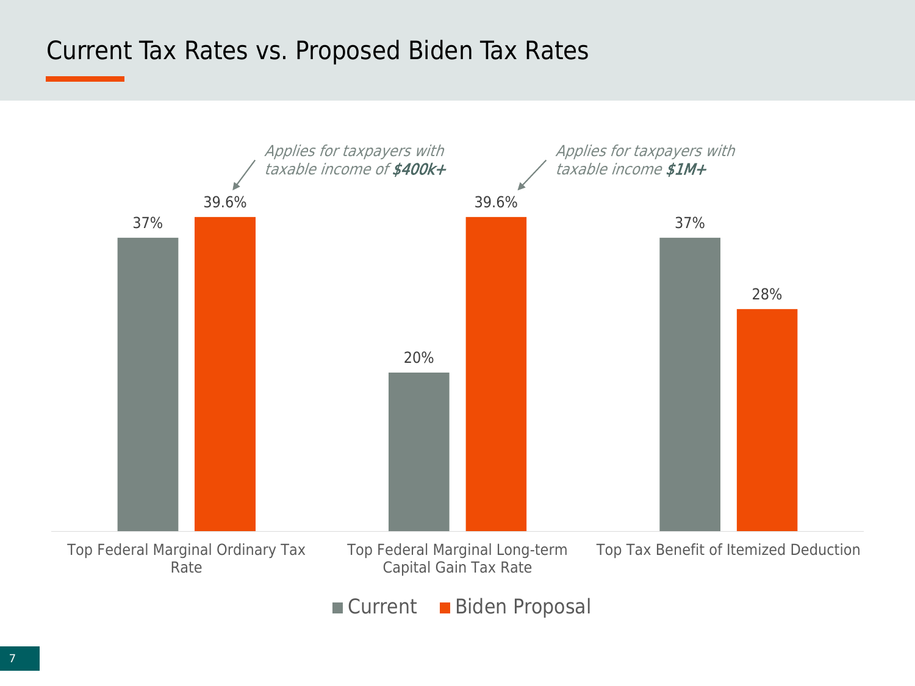# Current Tax Rates vs. Proposed Biden Tax Rates

| | Current | Biden Proposal |
|---|---|---|
| Top Federal Marginal Ordinary Tax Rate | 37% | 39.6% |
| Top Federal Marginal Long-term Capital Gain Tax Rate | 20% | 39.6% |
| Top Tax Benefit of Itemized Deduction | 37% | 28% |

*Applies for taxpayers with taxable income of **$400k+*** (Top Federal Marginal Ordinary Tax Rate, Biden Proposal)

*Applies for taxpayers with taxable income **$1M+*** (Top Federal Marginal Long-term Capital Gain Tax Rate, Biden Proposal)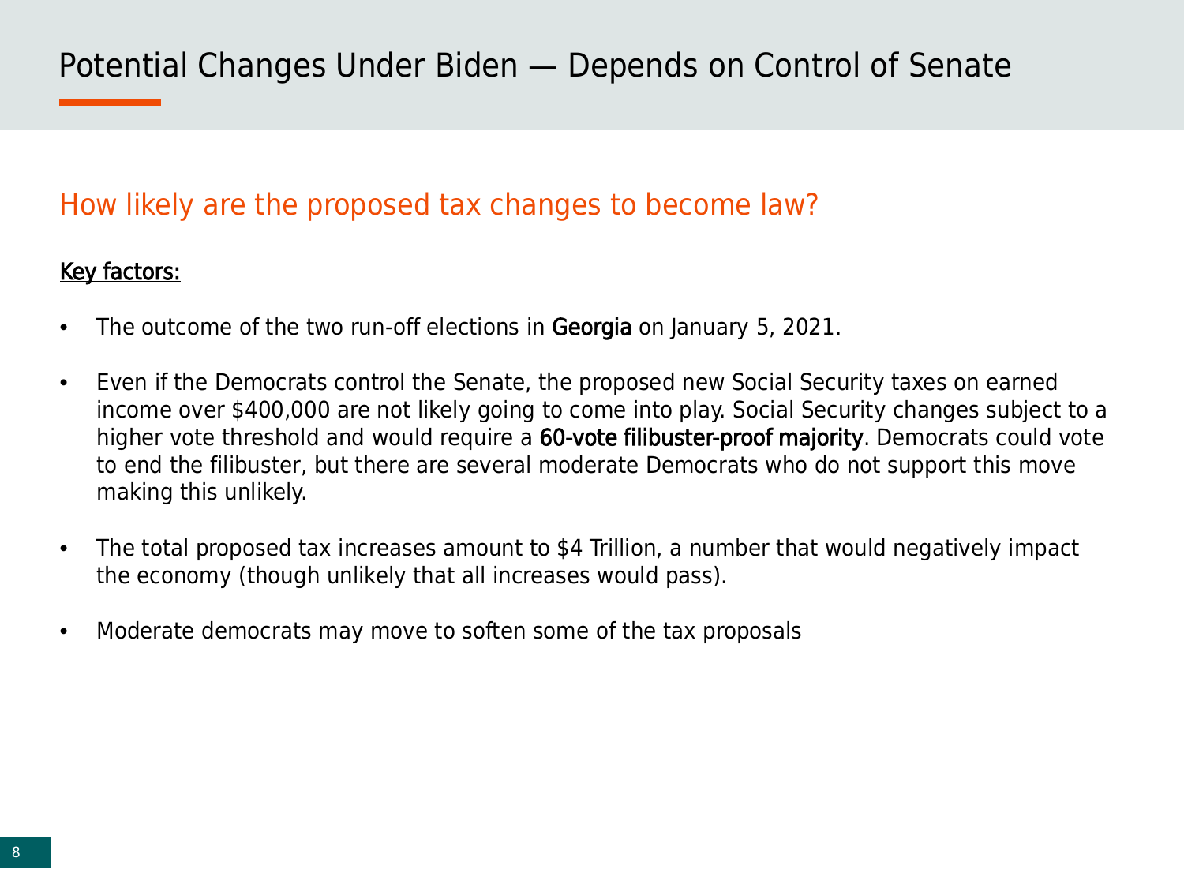# Potential Changes Under Biden — Depends on Control of Senate

## How likely are the proposed tax changes to become law?

**Key factors:**

- The outcome of the two run-off elections in **Georgia** on January 5, 2021.
- Even if the Democrats control the Senate, the proposed new Social Security taxes on earned income over $400,000 are not likely going to come into play. Social Security changes subject to a higher vote threshold and would require a **60-vote filibuster-proof majority**. Democrats could vote to end the filibuster, but there are several moderate Democrats who do not support this move making this unlikely.
- The total proposed tax increases amount to $4 Trillion, a number that would negatively impact the economy (though unlikely that all increases would pass).
- Moderate democrats may move to soften some of the tax proposals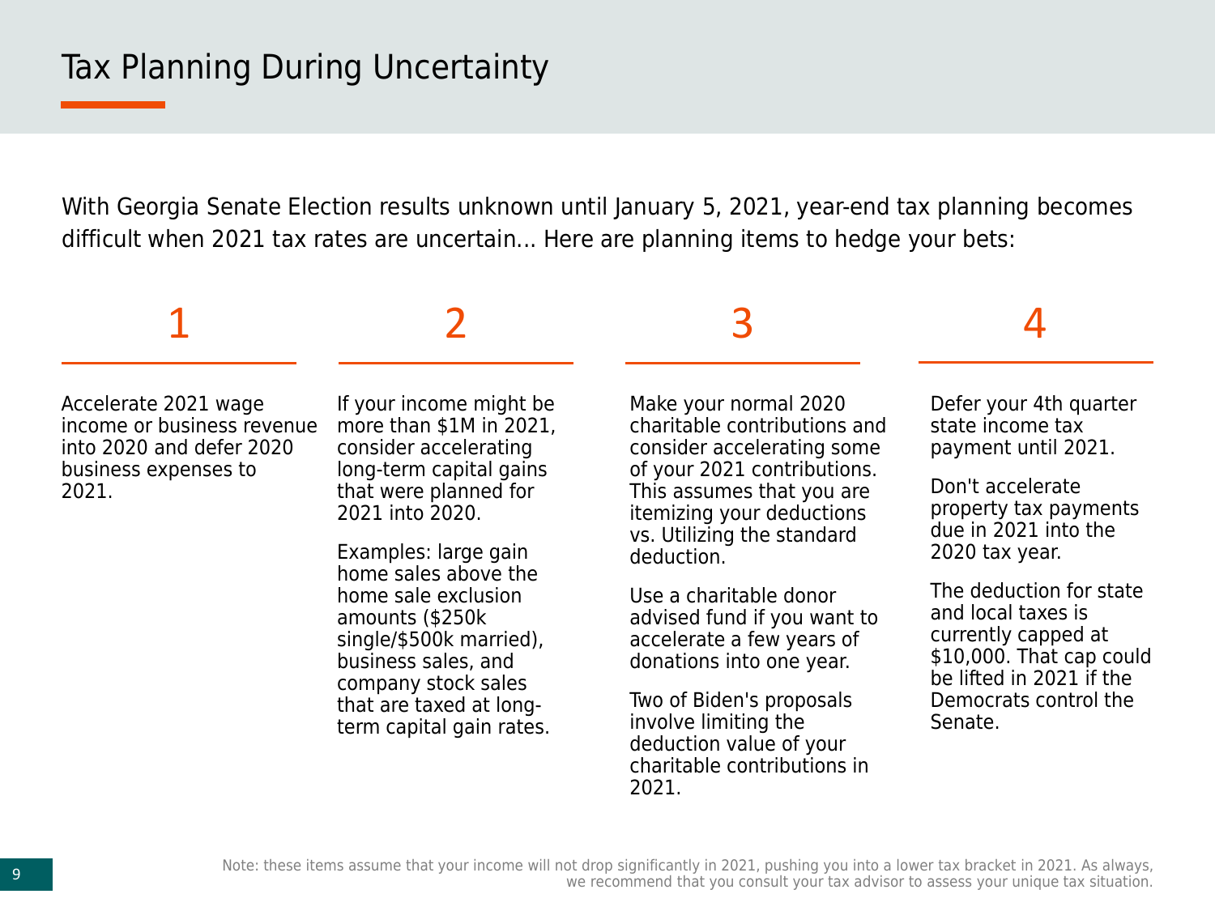# Tax Planning During Uncertainty

With Georgia Senate Election results unknown until January 5, 2021, year-end tax planning becomes difficult when 2021 tax rates are uncertain… Here are planning items to hedge your bets:

## 1

Accelerate 2021 wage income or business revenue into 2020 and defer 2020 business expenses to 2021.

## 2

If your income might be more than $1M in 2021, consider accelerating long-term capital gains that were planned for 2021 into 2020.

Examples: large gain home sales above the home sale exclusion amounts ($250k single/$500k married), business sales, and company stock sales that are taxed at long-term capital gain rates.

## 3

Make your normal 2020 charitable contributions and consider accelerating some of your 2021 contributions. This assumes that you are itemizing your deductions vs. Utilizing the standard deduction.

Use a charitable donor advised fund if you want to accelerate a few years of donations into one year.

Two of Biden's proposals involve limiting the deduction value of your charitable contributions in 2021.

## 4

Defer your 4th quarter state income tax payment until 2021.

Don't accelerate property tax payments due in 2021 into the 2020 tax year.

The deduction for state and local taxes is currently capped at $10,000. That cap could be lifted in 2021 if the Democrats control the Senate.

Note: these items assume that your income will not drop significantly in 2021, pushing you into a lower tax bracket in 2021. As always, we recommend that you consult your tax advisor to assess your unique tax situation.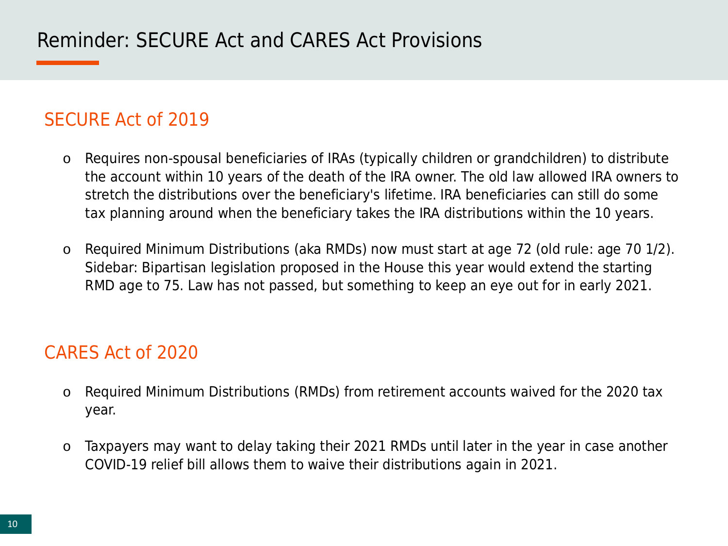# Reminder: SECURE Act and CARES Act Provisions

## SECURE Act of 2019

- Requires non-spousal beneficiaries of IRAs (typically children or grandchildren) to distribute the account within 10 years of the death of the IRA owner. The old law allowed IRA owners to stretch the distributions over the beneficiary's lifetime. IRA beneficiaries can still do some tax planning around when the beneficiary takes the IRA distributions within the 10 years.

- Required Minimum Distributions (aka RMDs) now must start at age 72 (old rule: age 70 1/2). Sidebar: Bipartisan legislation proposed in the House this year would extend the starting RMD age to 75. Law has not passed, but something to keep an eye out for in early 2021.

## CARES Act of 2020

- Required Minimum Distributions (RMDs) from retirement accounts waived for the 2020 tax year.

- Taxpayers may want to delay taking their 2021 RMDs until later in the year in case another COVID-19 relief bill allows them to waive their distributions again in 2021.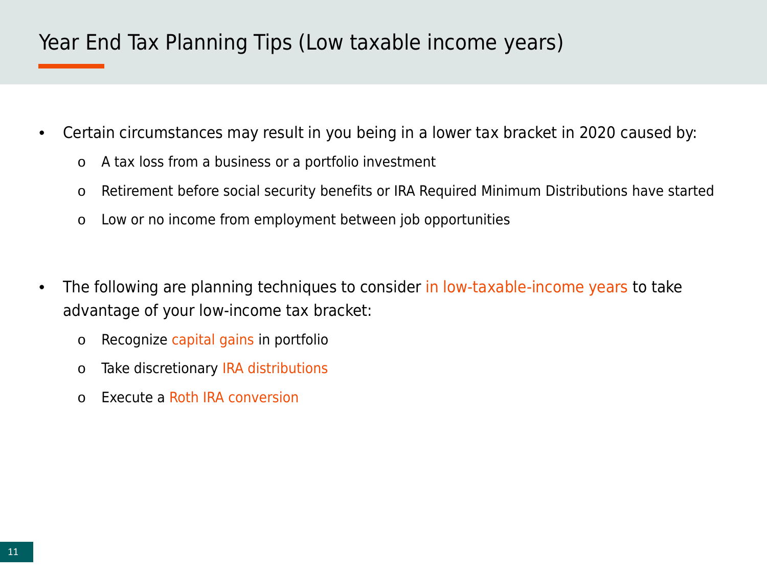# Year End Tax Planning Tips (Low taxable income years)

- Certain circumstances may result in you being in a lower tax bracket in 2020 caused by:
  - A tax loss from a business or a portfolio investment
  - Retirement before social security benefits or IRA Required Minimum Distributions have started
  - Low or no income from employment between job opportunities

- The following are planning techniques to consider in low-taxable-income years to take advantage of your low-income tax bracket:
  - Recognize capital gains in portfolio
  - Take discretionary IRA distributions
  - Execute a Roth IRA conversion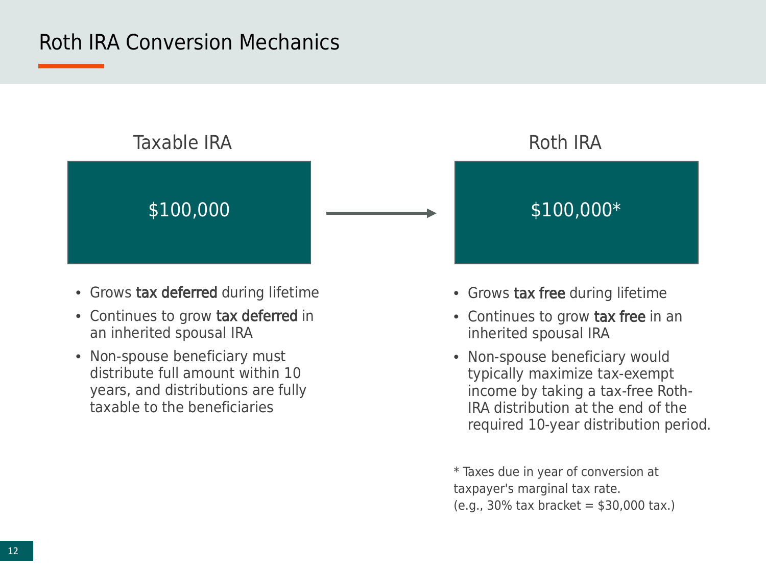# Roth IRA Conversion Mechanics

## Taxable IRA

$100,000

- Grows **tax deferred** during lifetime
- Continues to grow **tax deferred** in an inherited spousal IRA
- Non-spouse beneficiary must distribute full amount within 10 years, and distributions are fully taxable to the beneficiaries

## Roth IRA

$100,000*

- Grows **tax free** during lifetime
- Continues to grow **tax free** in an inherited spousal IRA
- Non-spouse beneficiary would typically maximize tax-exempt income by taking a tax-free Roth-IRA distribution at the end of the required 10-year distribution period.

* Taxes due in year of conversion at taxpayer's marginal tax rate.
(e.g., 30% tax bracket = $30,000 tax.)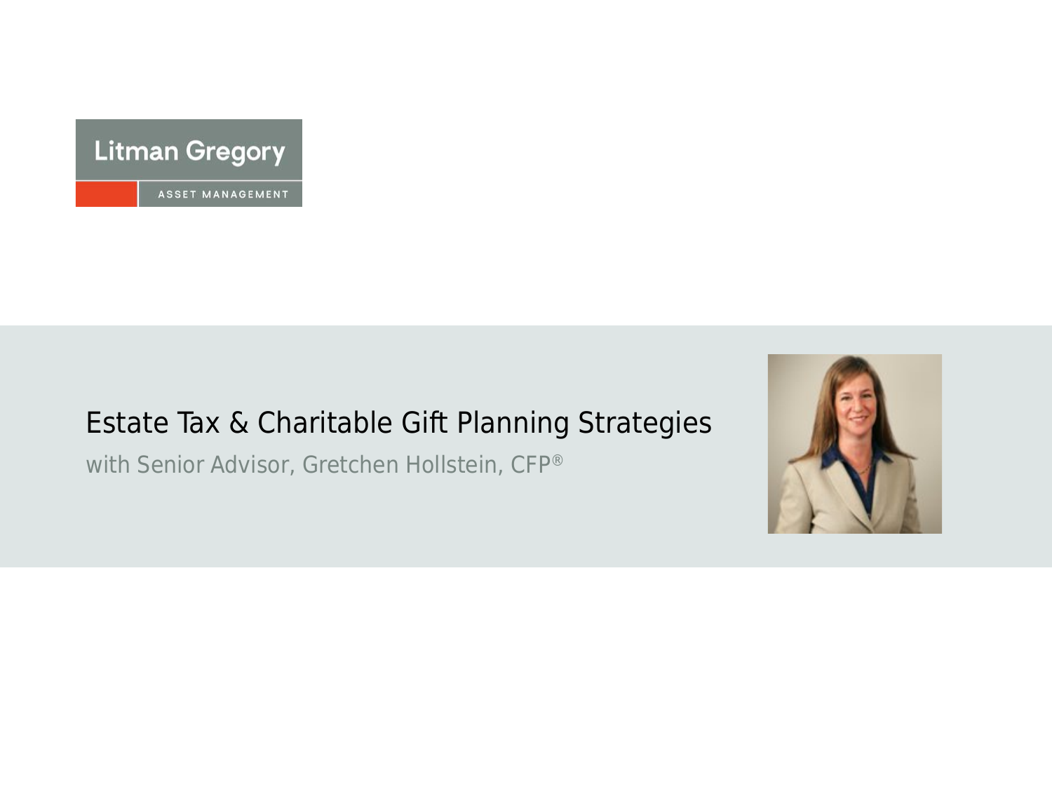Litman Gregory

ASSET MANAGEMENT

# Estate Tax & Charitable Gift Planning Strategies

with Senior Advisor, Gretchen Hollstein, CFP®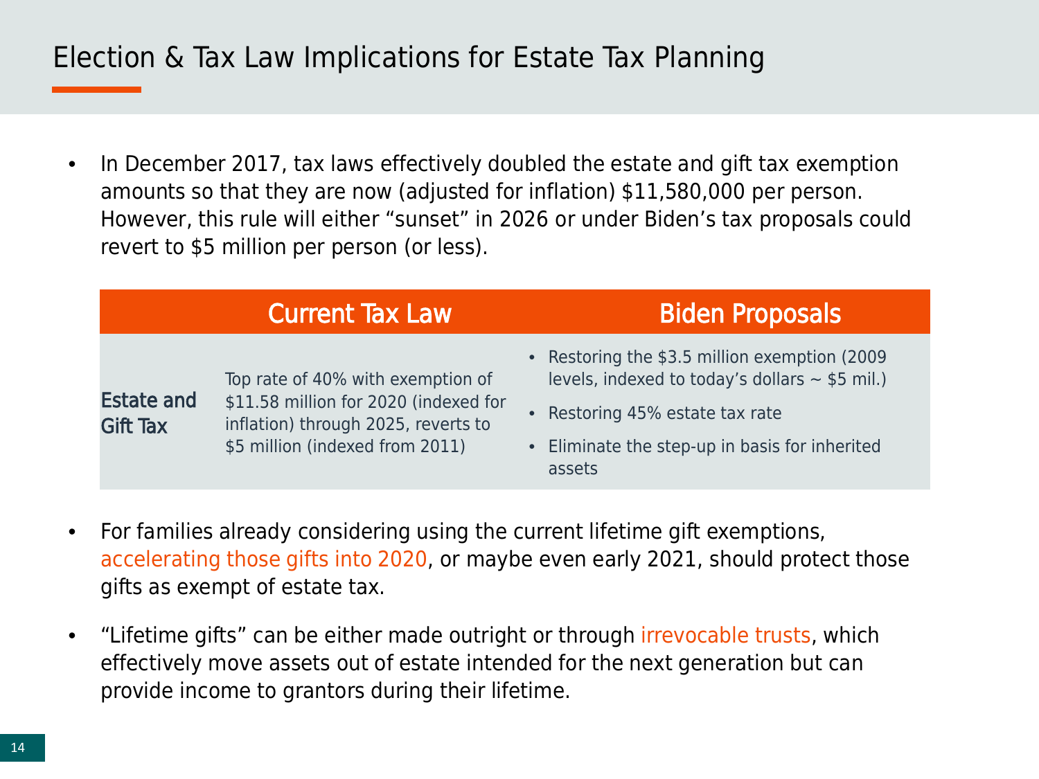# Election & Tax Law Implications for Estate Tax Planning

- In December 2017, tax laws effectively doubled the estate and gift tax exemption amounts so that they are now (adjusted for inflation) $11,580,000 per person. However, this rule will either "sunset" in 2026 or under Biden's tax proposals could revert to $5 million per person (or less).

| | Current Tax Law | Biden Proposals |
|---|---|---|
| **Estate and Gift Tax** | Top rate of 40% with exemption of $11.58 million for 2020 (indexed for inflation) through 2025, reverts to $5 million (indexed from 2011) | • Restoring the $3.5 million exemption (2009 levels, indexed to today's dollars ~ $5 mil.)<br>• Restoring 45% estate tax rate<br>• Eliminate the step-up in basis for inherited assets |

- For families already considering using the current lifetime gift exemptions, accelerating those gifts into 2020, or maybe even early 2021, should protect those gifts as exempt of estate tax.

- "Lifetime gifts" can be either made outright or through irrevocable trusts, which effectively move assets out of estate intended for the next generation but can provide income to grantors during their lifetime.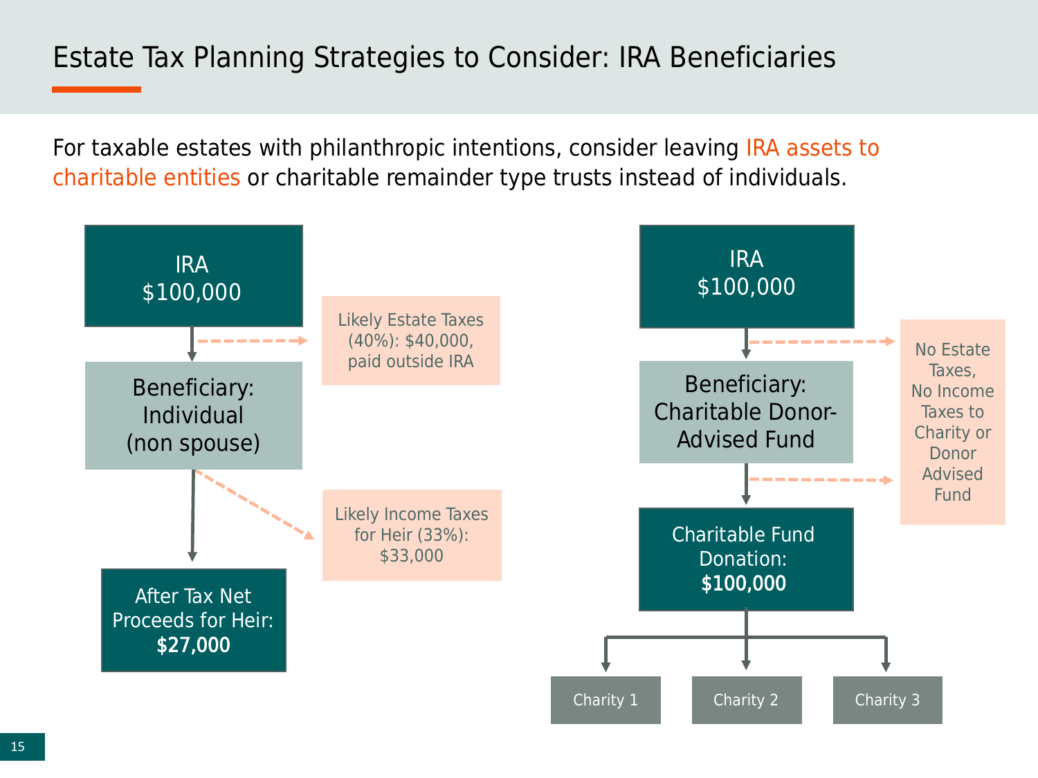# Estate Tax Planning Strategies to Consider: IRA Beneficiaries

For taxable estates with philanthropic intentions, consider leaving IRA assets to charitable entities or charitable remainder type trusts instead of individuals.

IRA
$100,000

Likely Estate Taxes (40%): $40,000, paid outside IRA

Beneficiary: Individual (non spouse)

Likely Income Taxes for Heir (33%): $33,000

After Tax Net Proceeds for Heir: **$27,000**

IRA
$100,000

No Estate Taxes, No Income Taxes to Charity or Donor Advised Fund

Beneficiary: Charitable Donor-Advised Fund

Charitable Fund Donation: **$100,000**

Charity 1

Charity 2

Charity 3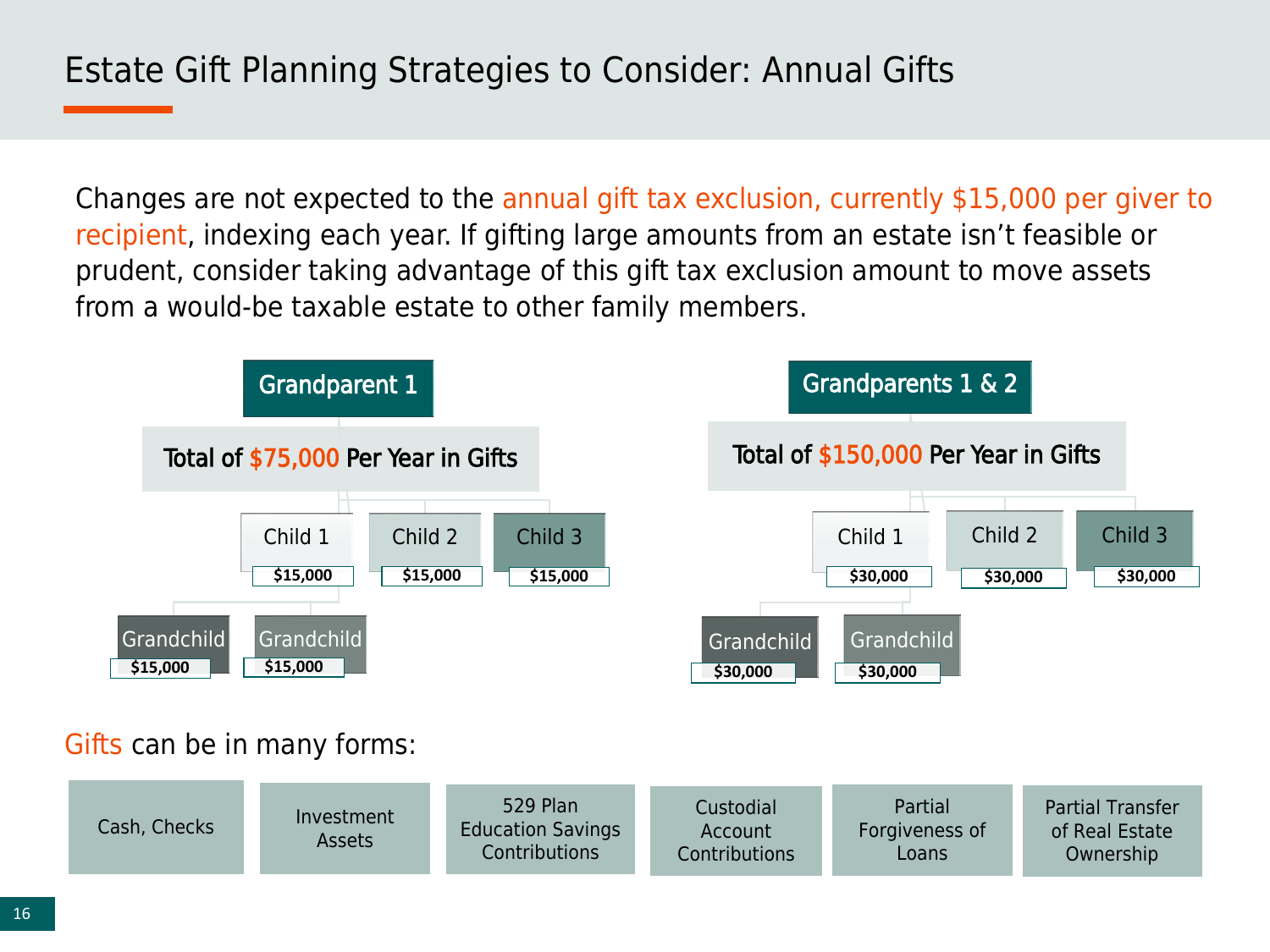# Estate Gift Planning Strategies to Consider: Annual Gifts

Changes are not expected to the annual gift tax exclusion, currently $15,000 per giver to recipient, indexing each year. If gifting large amounts from an estate isn't feasible or prudent, consider taking advantage of this gift tax exclusion amount to move assets from a would-be taxable estate to other family members.

**Grandparent 1**

Total of $75,000 Per Year in Gifts

- Child 1 — $15,000
  - Grandchild — $15,000
  - Grandchild — $15,000
- Child 2 — $15,000
- Child 3 — $15,000

**Grandparents 1 & 2**

Total of $150,000 Per Year in Gifts

- Child 1 — $30,000
  - Grandchild — $30,000
  - Grandchild — $30,000
- Child 2 — $30,000
- Child 3 — $30,000

Gifts can be in many forms:

- Cash, Checks
- Investment Assets
- 529 Plan Education Savings Contributions
- Custodial Account Contributions
- Partial Forgiveness of Loans
- Partial Transfer of Real Estate Ownership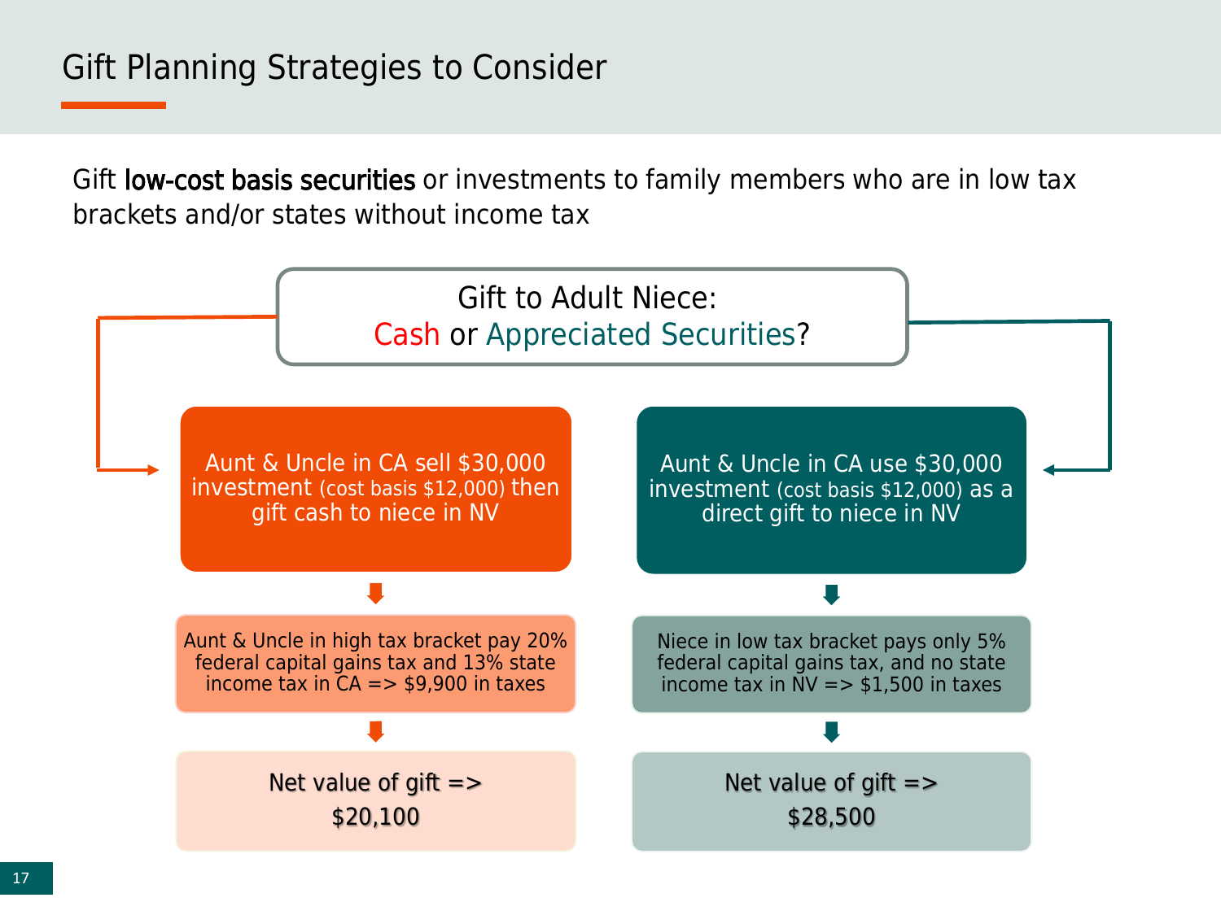# Gift Planning Strategies to Consider

Gift **low-cost basis securities** or investments to family members who are in low tax brackets and/or states without income tax

**Gift to Adult Niece:**
**Cash or Appreciated Securities?**

| Cash | Appreciated Securities |
| --- | --- |
| Aunt & Uncle in CA sell $30,000 investment (cost basis $12,000) then gift cash to niece in NV | Aunt & Uncle in CA use $30,000 investment (cost basis $12,000) as a direct gift to niece in NV |
| Aunt & Uncle in high tax bracket pay 20% federal capital gains tax and 13% state income tax in CA => $9,900 in taxes | Niece in low tax bracket pays only 5% federal capital gains tax, and no state income tax in NV => $1,500 in taxes |
| Net value of gift => $20,100 | Net value of gift => $28,500 |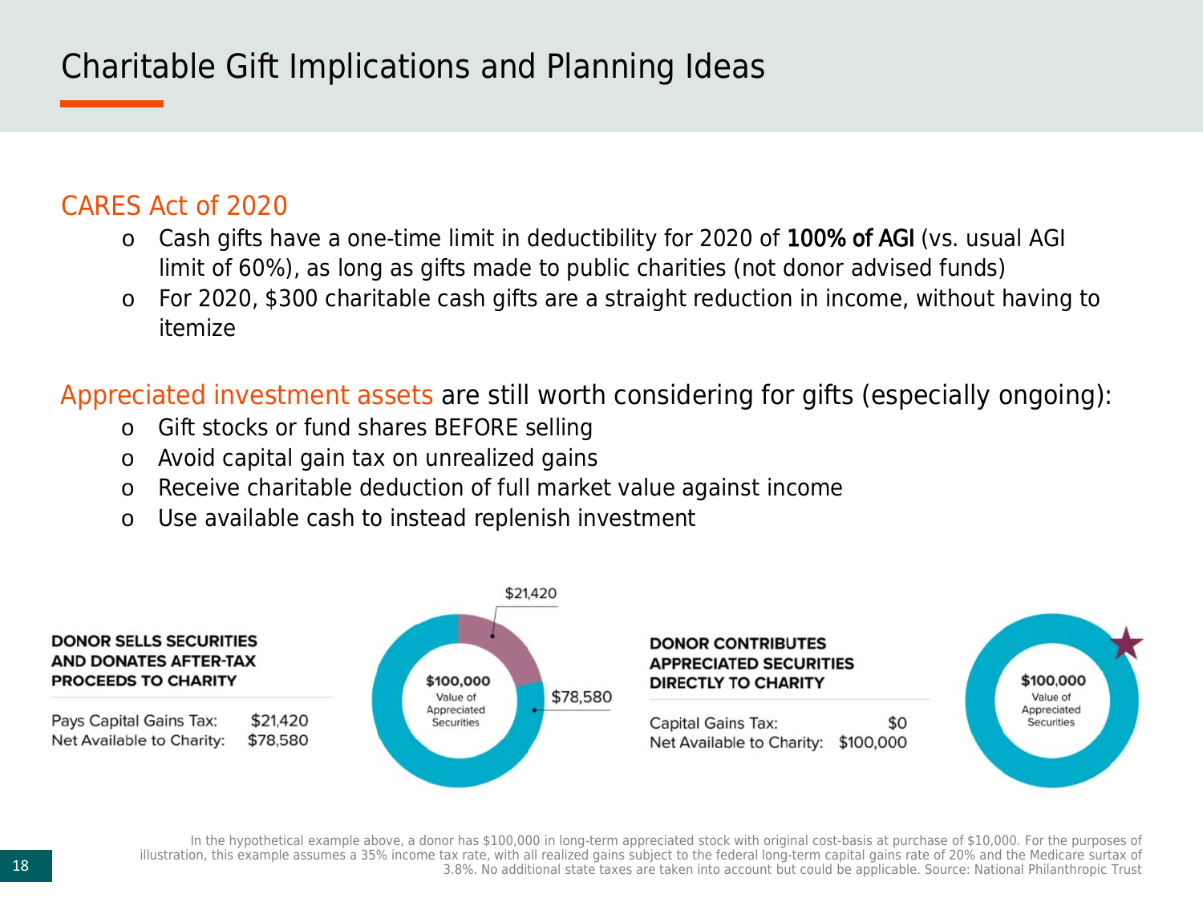# Charitable Gift Implications and Planning Ideas

## CARES Act of 2020

- Cash gifts have a one-time limit in deductibility for 2020 of **100% of AGI** (vs. usual AGI limit of 60%), as long as gifts made to public charities (not donor advised funds)
- For 2020, $300 charitable cash gifts are a straight reduction in income, without having to itemize

## Appreciated investment assets are still worth considering for gifts (especially ongoing):

- Gift stocks or fund shares BEFORE selling
- Avoid capital gain tax on unrealized gains
- Receive charitable deduction of full market value against income
- Use available cash to instead replenish investment

**DONOR SELLS SECURITIES AND DONATES AFTER-TAX PROCEEDS TO CHARITY**

| | |
|---|---|
| Pays Capital Gains Tax: | $21,420 |
| Net Available to Charity: | $78,580 |

$100,000 Value of Appreciated Securities — $21,420 / $78,580

**DONOR CONTRIBUTES APPRECIATED SECURITIES DIRECTLY TO CHARITY**

| | |
|---|---|
| Capital Gains Tax: | $0 |
| Net Available to Charity: | $100,000 |

$100,000 Value of Appreciated Securities

In the hypothetical example above, a donor has $100,000 in long-term appreciated stock with original cost-basis at purchase of $10,000. For the purposes of illustration, this example assumes a 35% income tax rate, with all realized gains subject to the federal long-term capital gains rate of 20% and the Medicare surtax of 3.8%. No additional state taxes are taken into account but could be applicable. Source: National Philanthropic Trust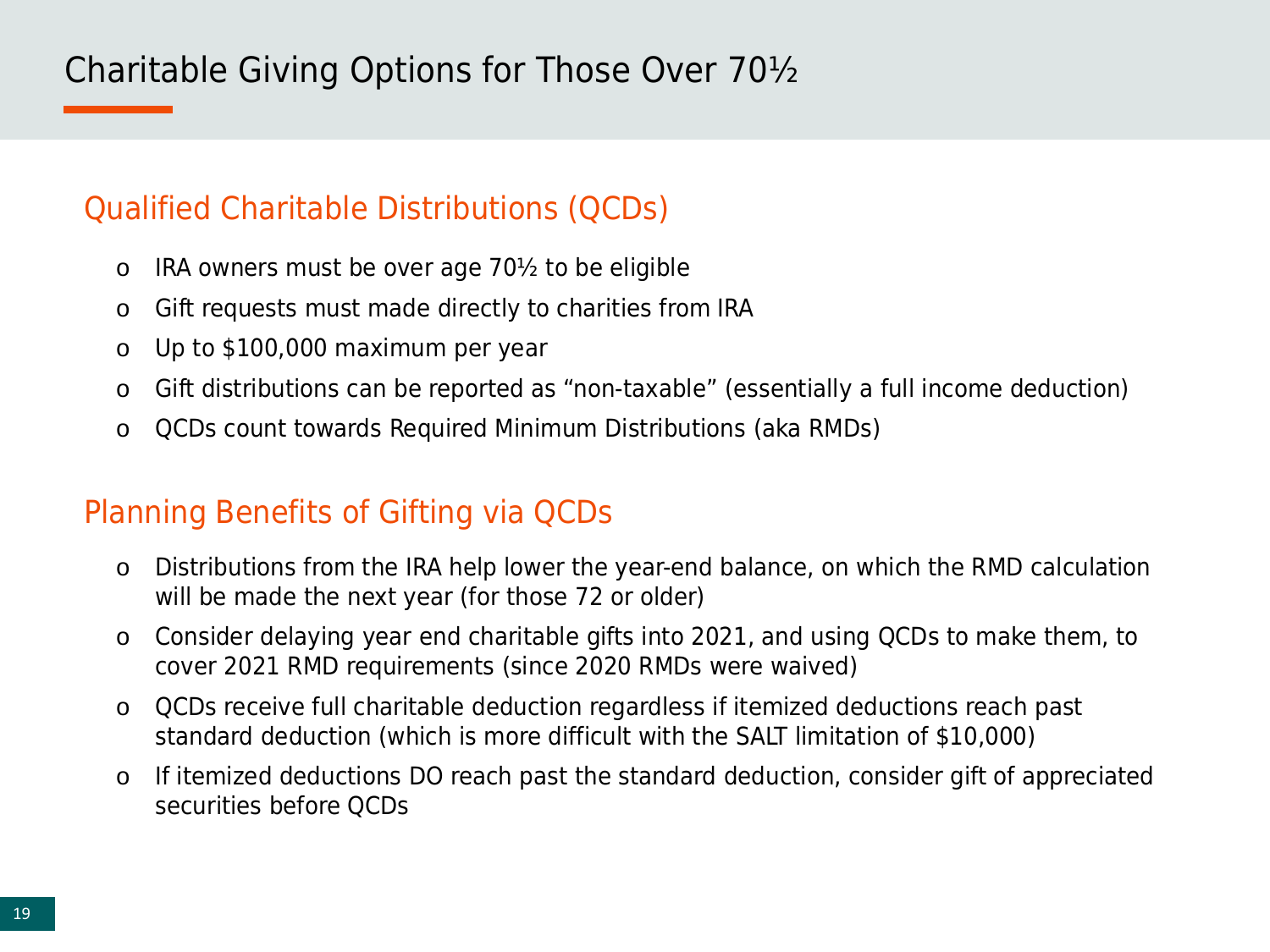# Charitable Giving Options for Those Over 70½

## Qualified Charitable Distributions (QCDs)

- IRA owners must be over age 70½ to be eligible
- Gift requests must made directly to charities from IRA
- Up to $100,000 maximum per year
- Gift distributions can be reported as "non-taxable" (essentially a full income deduction)
- QCDs count towards Required Minimum Distributions (aka RMDs)

## Planning Benefits of Gifting via QCDs

- Distributions from the IRA help lower the year-end balance, on which the RMD calculation will be made the next year (for those 72 or older)
- Consider delaying year end charitable gifts into 2021, and using QCDs to make them, to cover 2021 RMD requirements (since 2020 RMDs were waived)
- QCDs receive full charitable deduction regardless if itemized deductions reach past standard deduction (which is more difficult with the SALT limitation of $10,000)
- If itemized deductions DO reach past the standard deduction, consider gift of appreciated securities before QCDs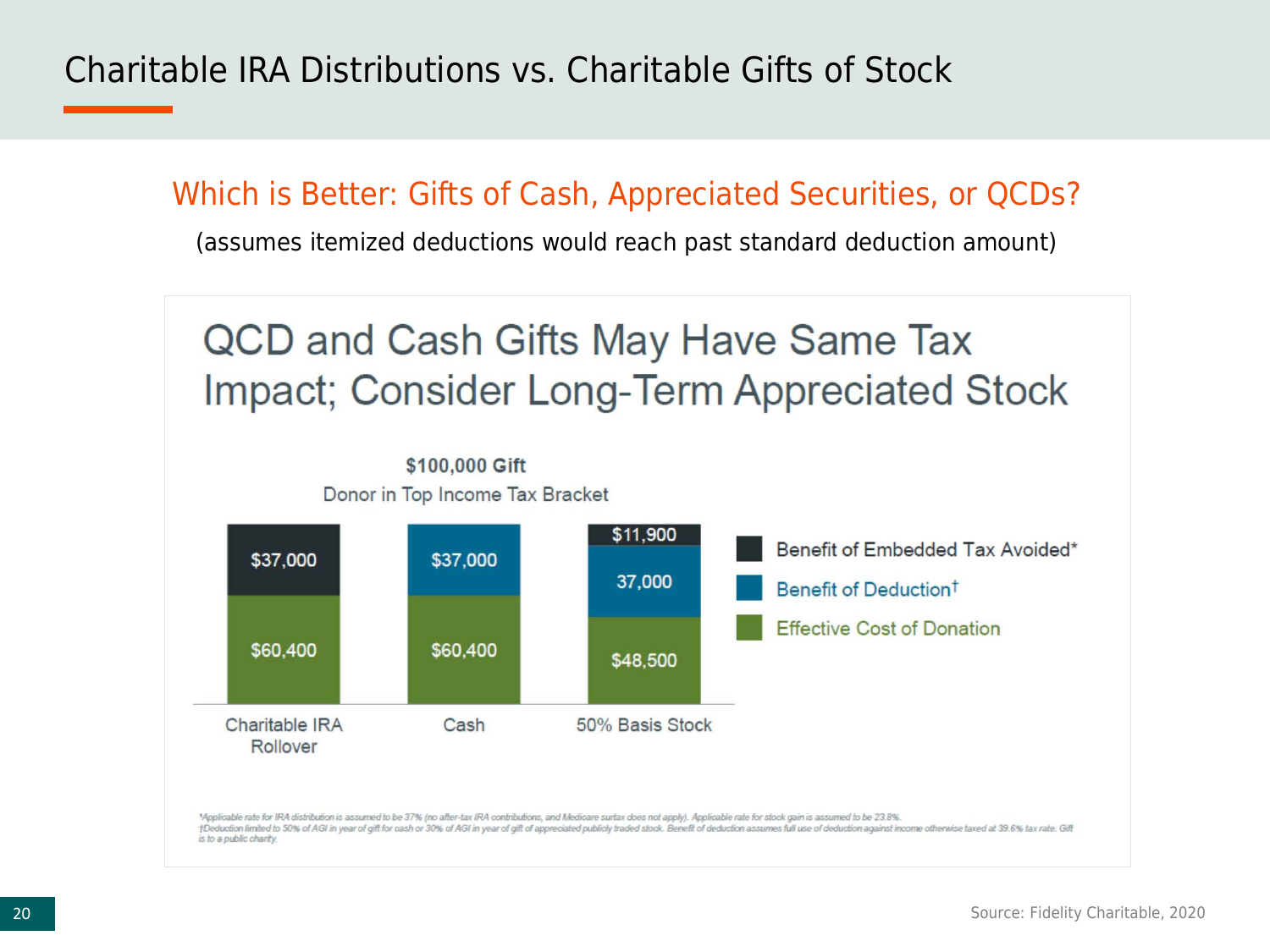# Charitable IRA Distributions vs. Charitable Gifts of Stock

## Which is Better: Gifts of Cash, Appreciated Securities, or QCDs?

(assumes itemized deductions would reach past standard deduction amount)

### QCD and Cash Gifts May Have Same Tax Impact; Consider Long-Term Appreciated Stock

**$100,000 Gift**

Donor in Top Income Tax Bracket

| | Charitable IRA Rollover | Cash | 50% Basis Stock |
|---|---|---|---|
| Benefit of Embedded Tax Avoided* | $37,000 | | $11,900 |
| Benefit of Deduction† | | $37,000 | 37,000 |
| Effective Cost of Donation | $60,400 | $60,400 | $48,500 |

*Applicable rate for IRA distribution is assumed to be 37% (no after-tax IRA contributions, and Medicare surtax does not apply). Applicable rate for stock gain is assumed to be 23.8%.
†Deduction limited to 50% of AGI in year of gift for cash or 30% of AGI in year of gift of appreciated publicly traded stock. Benefit of deduction assumes full use of deduction against income otherwise taxed at 39.6% tax rate. Gift is to a public charity.

Source: Fidelity Charitable, 2020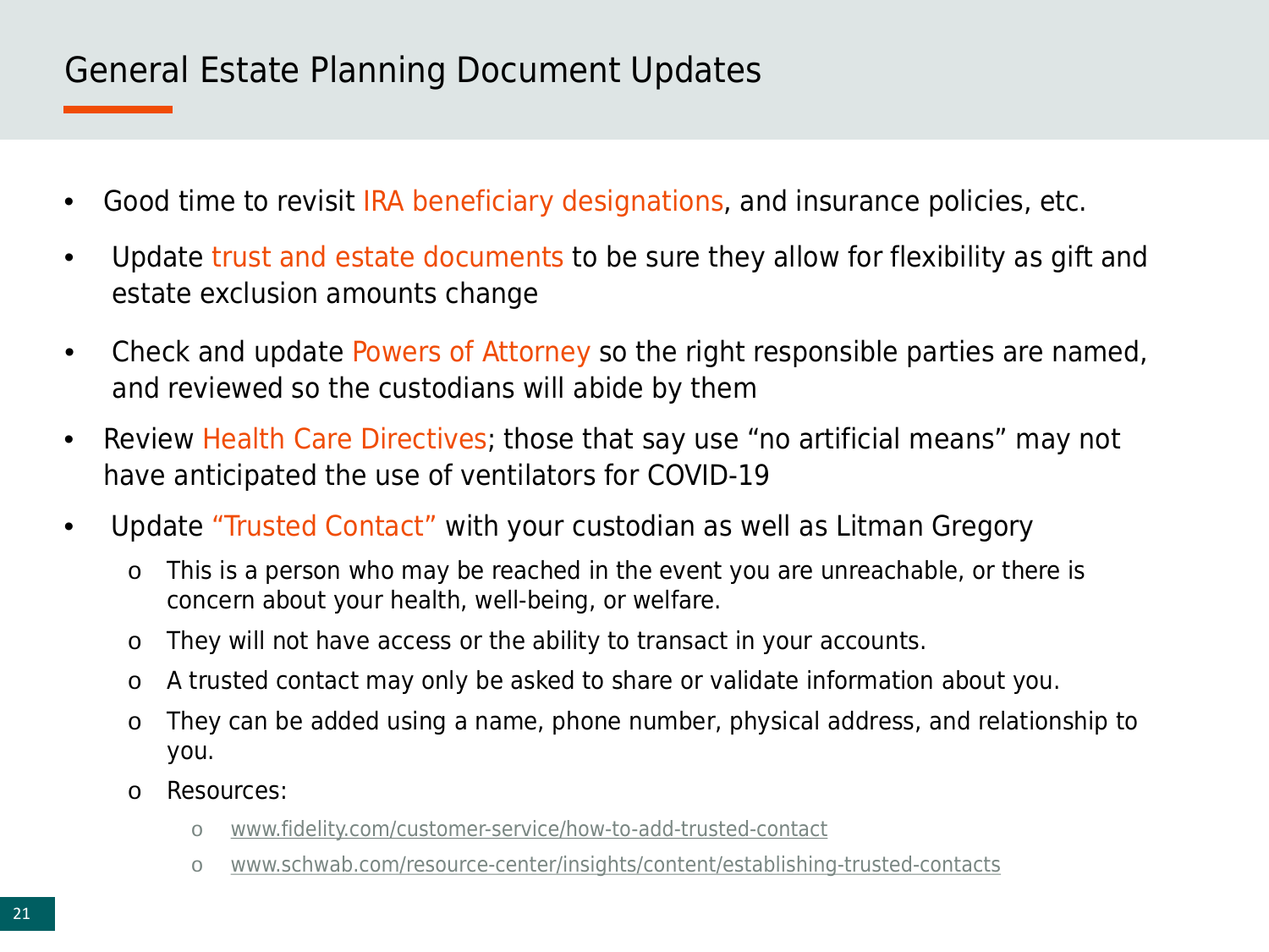# General Estate Planning Document Updates

- Good time to revisit IRA beneficiary designations, and insurance policies, etc.
- Update trust and estate documents to be sure they allow for flexibility as gift and estate exclusion amounts change
- Check and update Powers of Attorney so the right responsible parties are named, and reviewed so the custodians will abide by them
- Review Health Care Directives; those that say use "no artificial means" may not have anticipated the use of ventilators for COVID-19
- Update "Trusted Contact" with your custodian as well as Litman Gregory
  - This is a person who may be reached in the event you are unreachable, or there is concern about your health, well-being, or welfare.
  - They will not have access or the ability to transact in your accounts.
  - A trusted contact may only be asked to share or validate information about you.
  - They can be added using a name, phone number, physical address, and relationship to you.
  - Resources:
    - www.fidelity.com/customer-service/how-to-add-trusted-contact
    - www.schwab.com/resource-center/insights/content/establishing-trusted-contacts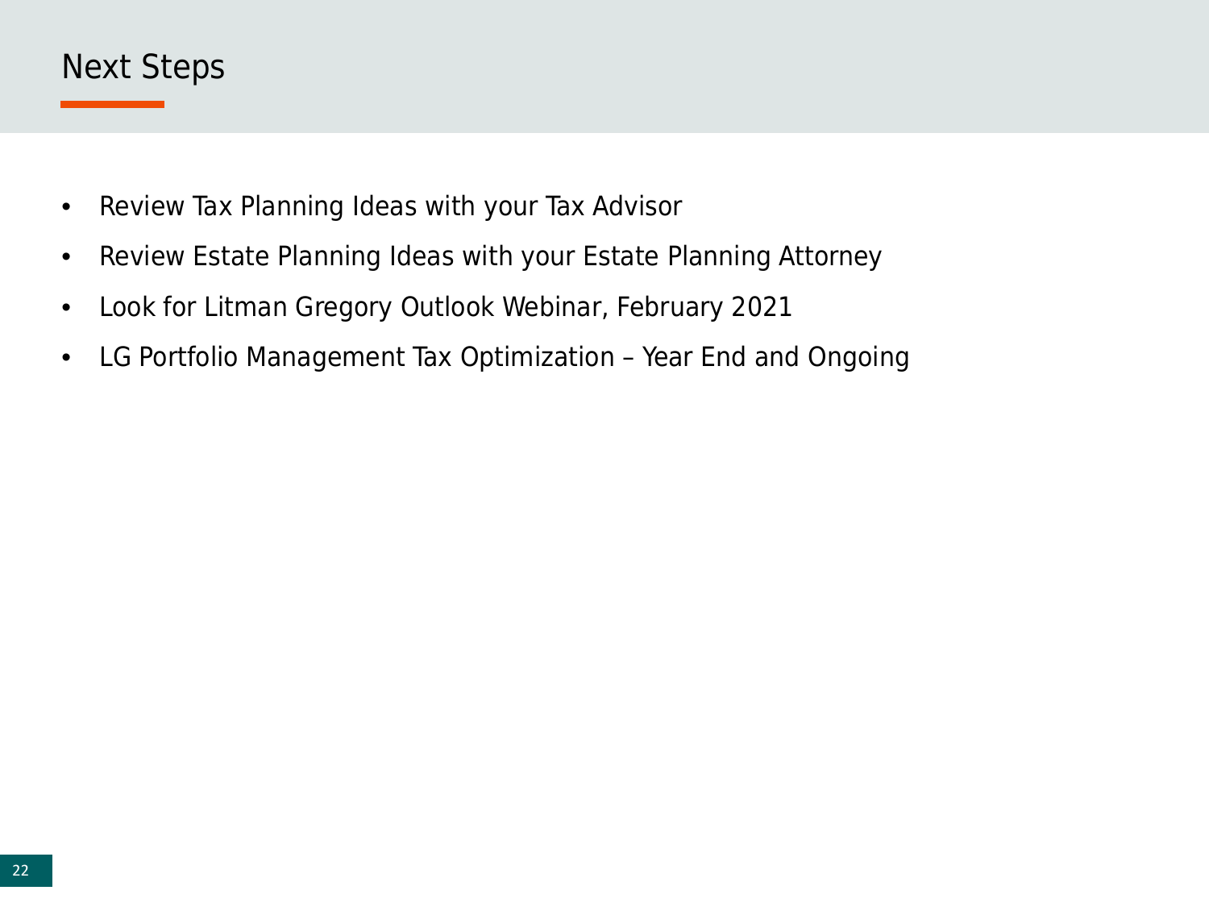# Next Steps

- Review Tax Planning Ideas with your Tax Advisor
- Review Estate Planning Ideas with your Estate Planning Attorney
- Look for Litman Gregory Outlook Webinar, February 2021
- LG Portfolio Management Tax Optimization – Year End and Ongoing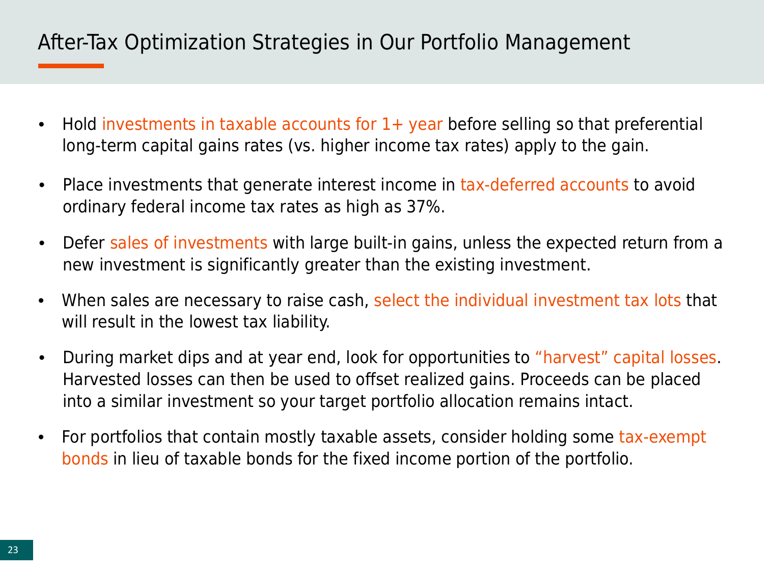# After-Tax Optimization Strategies in Our Portfolio Management

- Hold investments in taxable accounts for 1+ year before selling so that preferential long-term capital gains rates (vs. higher income tax rates) apply to the gain.
- Place investments that generate interest income in tax-deferred accounts to avoid ordinary federal income tax rates as high as 37%.
- Defer sales of investments with large built-in gains, unless the expected return from a new investment is significantly greater than the existing investment.
- When sales are necessary to raise cash, select the individual investment tax lots that will result in the lowest tax liability.
- During market dips and at year end, look for opportunities to "harvest" capital losses. Harvested losses can then be used to offset realized gains. Proceeds can be placed into a similar investment so your target portfolio allocation remains intact.
- For portfolios that contain mostly taxable assets, consider holding some tax-exempt bonds in lieu of taxable bonds for the fixed income portion of the portfolio.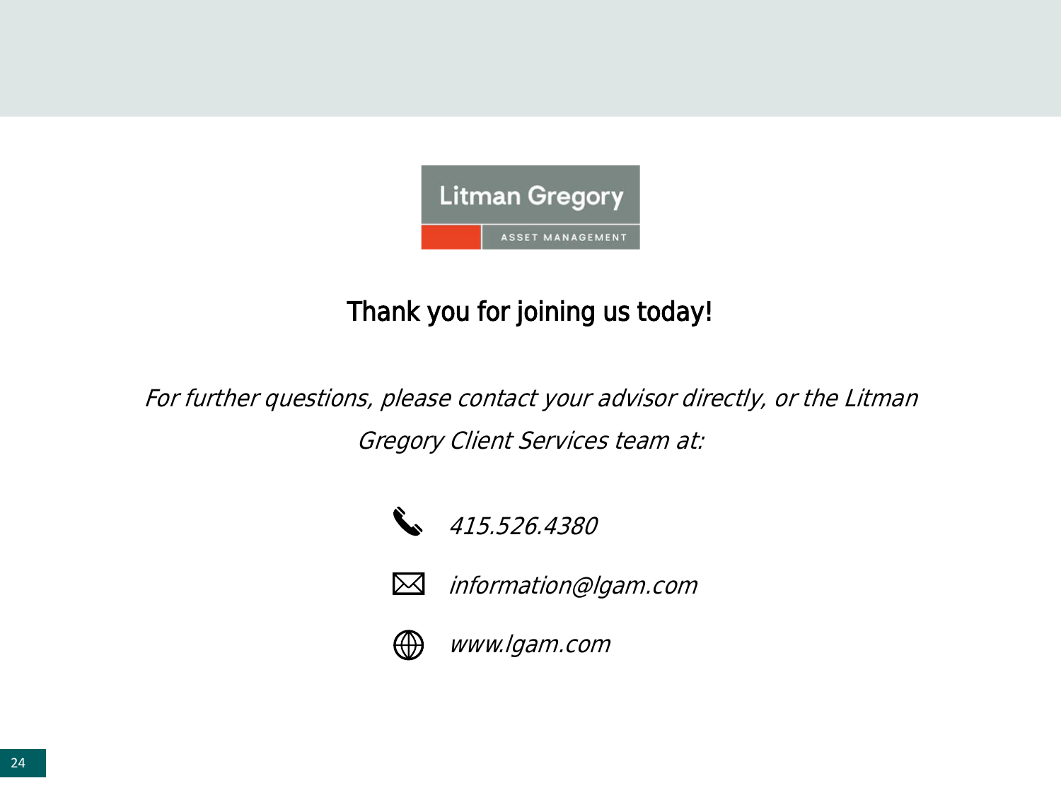Litman Gregory

ASSET MANAGEMENT

## Thank you for joining us today!

*For further questions, please contact your advisor directly, or the Litman Gregory Client Services team at:*

*415.526.4380*

*information@lgam.com*

*www.lgam.com*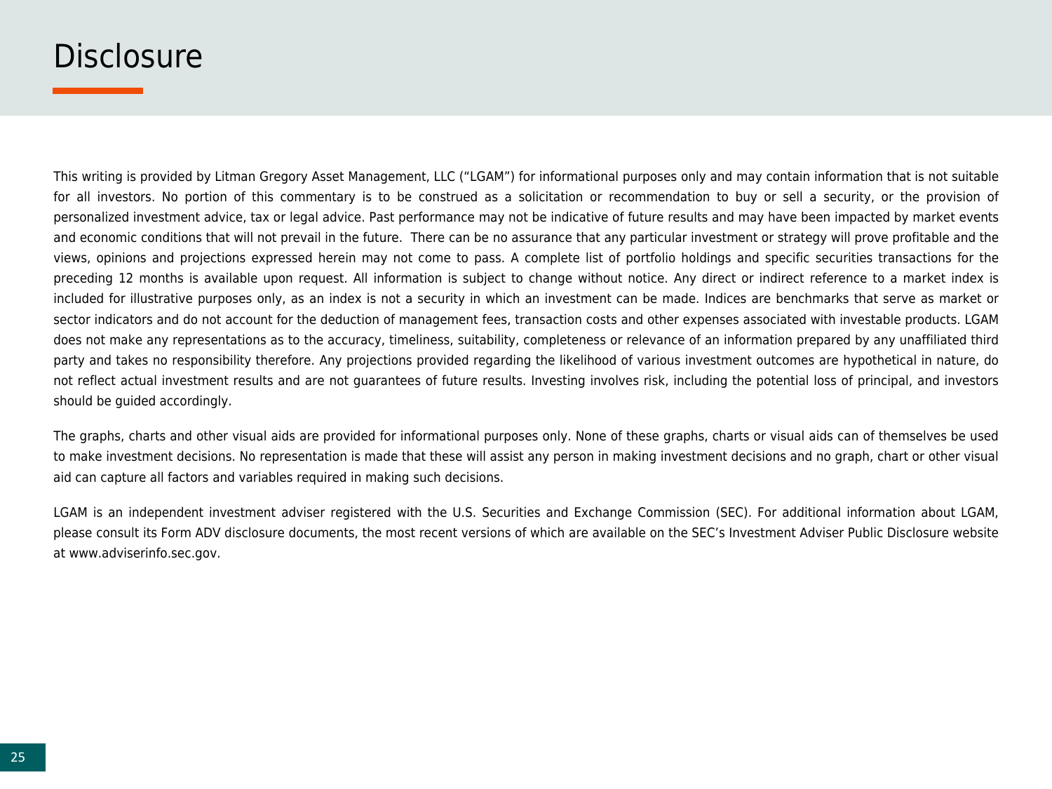# Disclosure

This writing is provided by Litman Gregory Asset Management, LLC ("LGAM") for informational purposes only and may contain information that is not suitable for all investors. No portion of this commentary is to be construed as a solicitation or recommendation to buy or sell a security, or the provision of personalized investment advice, tax or legal advice. Past performance may not be indicative of future results and may have been impacted by market events and economic conditions that will not prevail in the future. There can be no assurance that any particular investment or strategy will prove profitable and the views, opinions and projections expressed herein may not come to pass. A complete list of portfolio holdings and specific securities transactions for the preceding 12 months is available upon request. All information is subject to change without notice. Any direct or indirect reference to a market index is included for illustrative purposes only, as an index is not a security in which an investment can be made. Indices are benchmarks that serve as market or sector indicators and do not account for the deduction of management fees, transaction costs and other expenses associated with investable products. LGAM does not make any representations as to the accuracy, timeliness, suitability, completeness or relevance of an information prepared by any unaffiliated third party and takes no responsibility therefore. Any projections provided regarding the likelihood of various investment outcomes are hypothetical in nature, do not reflect actual investment results and are not guarantees of future results. Investing involves risk, including the potential loss of principal, and investors should be guided accordingly.

The graphs, charts and other visual aids are provided for informational purposes only. None of these graphs, charts or visual aids can of themselves be used to make investment decisions. No representation is made that these will assist any person in making investment decisions and no graph, chart or other visual aid can capture all factors and variables required in making such decisions.

LGAM is an independent investment adviser registered with the U.S. Securities and Exchange Commission (SEC). For additional information about LGAM, please consult its Form ADV disclosure documents, the most recent versions of which are available on the SEC's Investment Adviser Public Disclosure website at www.adviserinfo.sec.gov.